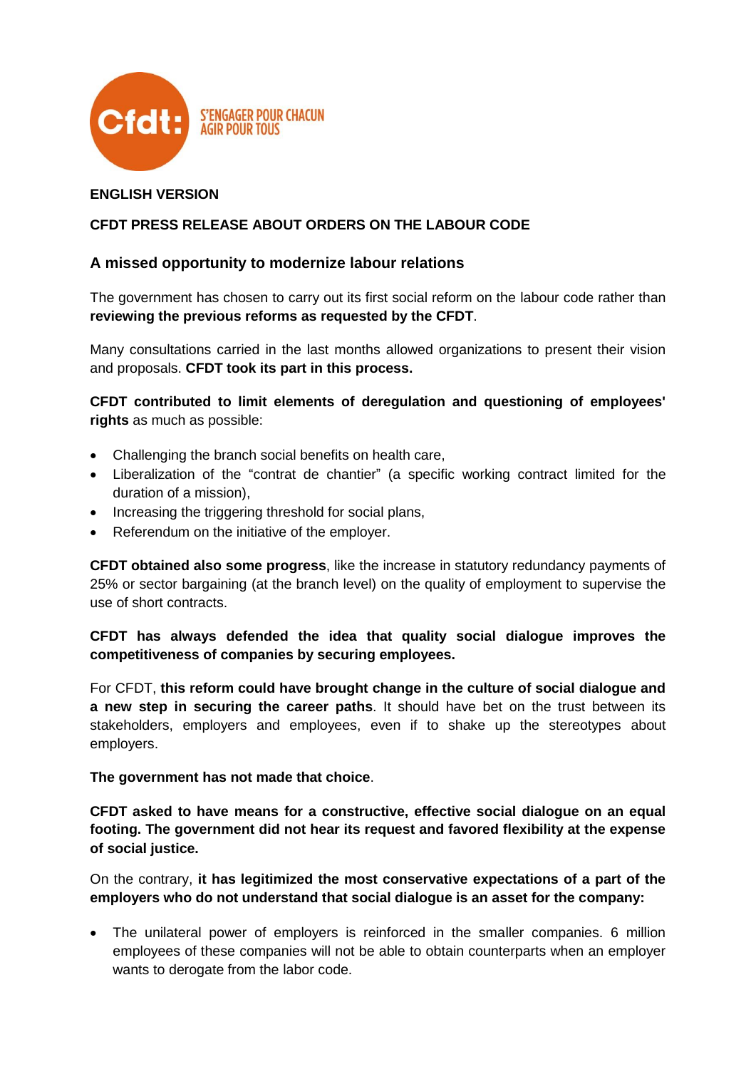Cfdt: S'ENGAGER POUR CHACUN AGIR POUR TOUS

**ENGLISH VERSION**

**CFDT PRESS RELEASE ABOUT ORDERS ON THE LABOUR CODE**

## A missed opportunity to modernize labour relations

The government has chosen to carry out its first social reform on the labour code rather than **reviewing the previous reforms as requested by the CFDT**.

Many consultations carried in the last months allowed organizations to present their vision and proposals. **CFDT took its part in this process.**

**CFDT contributed to limit elements of deregulation and questioning of employees' rights** as much as possible:

- Challenging the branch social benefits on health care,
- Liberalization of the "contrat de chantier" (a specific working contract limited for the duration of a mission),
- Increasing the triggering threshold for social plans,
- Referendum on the initiative of the employer.

**CFDT obtained also some progress**, like the increase in statutory redundancy payments of 25% or sector bargaining (at the branch level) on the quality of employment to supervise the use of short contracts.

**CFDT has always defended the idea that quality social dialogue improves the competitiveness of companies by securing employees.**

For CFDT, **this reform could have brought change in the culture of social dialogue and a new step in securing the career paths**. It should have bet on the trust between its stakeholders, employers and employees, even if to shake up the stereotypes about employers.

**The government has not made that choice**.

**CFDT asked to have means for a constructive, effective social dialogue on an equal footing. The government did not hear its request and favored flexibility at the expense of social justice.**

On the contrary, **it has legitimized the most conservative expectations of a part of the employers who do not understand that social dialogue is an asset for the company:**

- The unilateral power of employers is reinforced in the smaller companies. 6 million employees of these companies will not be able to obtain counterparts when an employer wants to derogate from the labor code.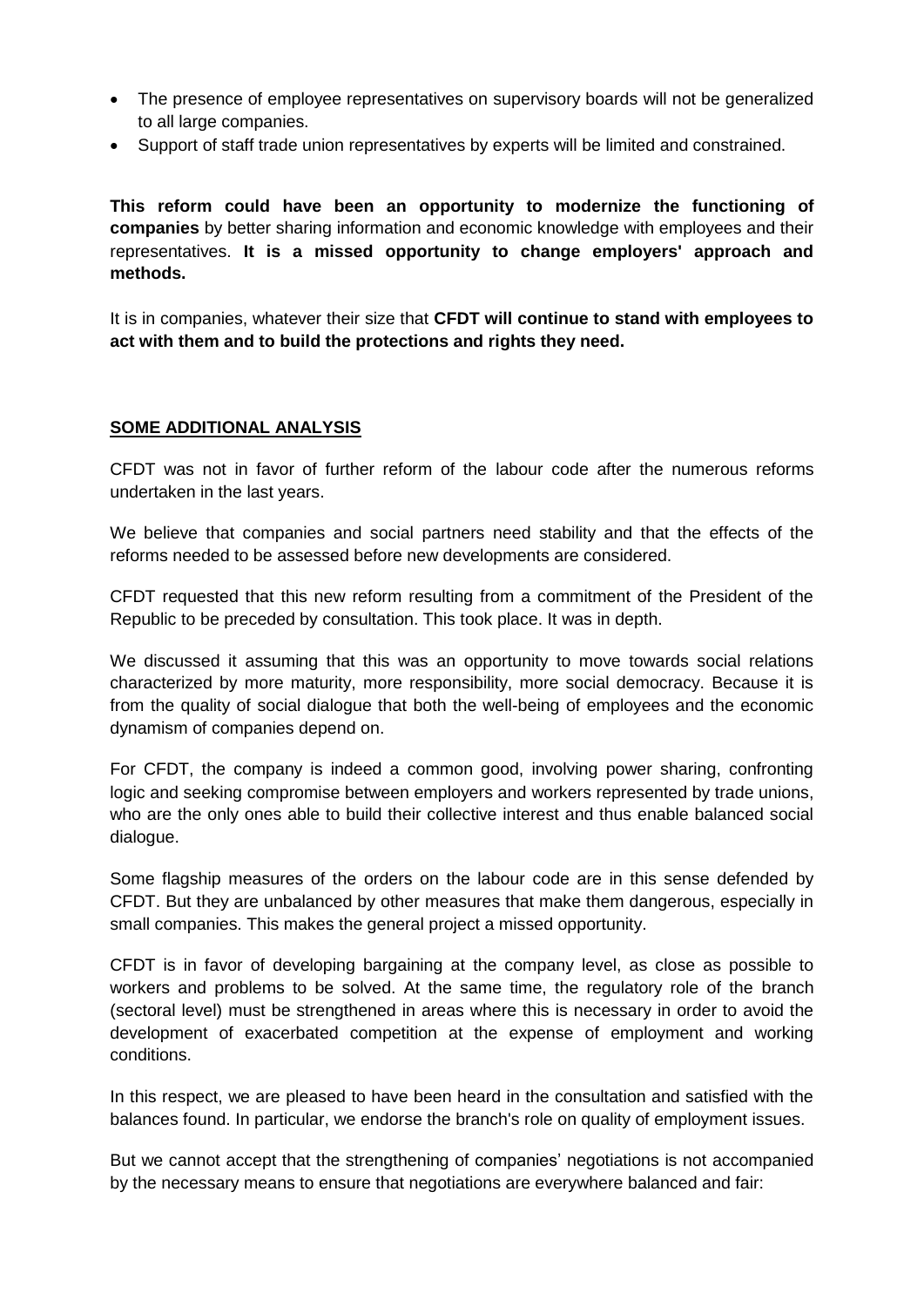- The presence of employee representatives on supervisory boards will not be generalized to all large companies.
- Support of staff trade union representatives by experts will be limited and constrained.

**This reform could have been an opportunity to modernize the functioning of companies** by better sharing information and economic knowledge with employees and their representatives. **It is a missed opportunity to change employers' approach and methods.**

It is in companies, whatever their size that **CFDT will continue to stand with employees to act with them and to build the protections and rights they need.**

## SOME ADDITIONAL ANALYSIS

CFDT was not in favor of further reform of the labour code after the numerous reforms undertaken in the last years.

We believe that companies and social partners need stability and that the effects of the reforms needed to be assessed before new developments are considered.

CFDT requested that this new reform resulting from a commitment of the President of the Republic to be preceded by consultation. This took place. It was in depth.

We discussed it assuming that this was an opportunity to move towards social relations characterized by more maturity, more responsibility, more social democracy. Because it is from the quality of social dialogue that both the well-being of employees and the economic dynamism of companies depend on.

For CFDT, the company is indeed a common good, involving power sharing, confronting logic and seeking compromise between employers and workers represented by trade unions, who are the only ones able to build their collective interest and thus enable balanced social dialogue.

Some flagship measures of the orders on the labour code are in this sense defended by CFDT. But they are unbalanced by other measures that make them dangerous, especially in small companies. This makes the general project a missed opportunity.

CFDT is in favor of developing bargaining at the company level, as close as possible to workers and problems to be solved. At the same time, the regulatory role of the branch (sectoral level) must be strengthened in areas where this is necessary in order to avoid the development of exacerbated competition at the expense of employment and working conditions.

In this respect, we are pleased to have been heard in the consultation and satisfied with the balances found. In particular, we endorse the branch's role on quality of employment issues.

But we cannot accept that the strengthening of companies' negotiations is not accompanied by the necessary means to ensure that negotiations are everywhere balanced and fair: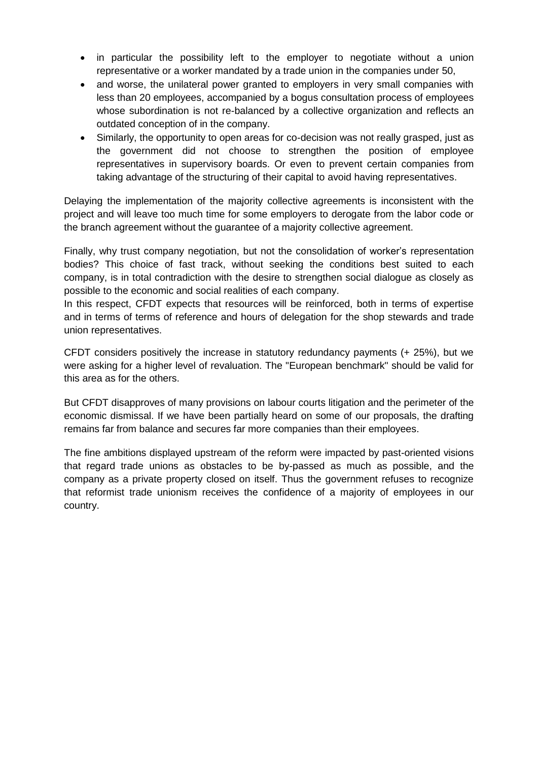- in particular the possibility left to the employer to negotiate without a union representative or a worker mandated by a trade union in the companies under 50,
- and worse, the unilateral power granted to employers in very small companies with less than 20 employees, accompanied by a bogus consultation process of employees whose subordination is not re-balanced by a collective organization and reflects an outdated conception of in the company.
- Similarly, the opportunity to open areas for co-decision was not really grasped, just as the government did not choose to strengthen the position of employee representatives in supervisory boards. Or even to prevent certain companies from taking advantage of the structuring of their capital to avoid having representatives.

Delaying the implementation of the majority collective agreements is inconsistent with the project and will leave too much time for some employers to derogate from the labor code or the branch agreement without the guarantee of a majority collective agreement.

Finally, why trust company negotiation, but not the consolidation of worker's representation bodies? This choice of fast track, without seeking the conditions best suited to each company, is in total contradiction with the desire to strengthen social dialogue as closely as possible to the economic and social realities of each company.
In this respect, CFDT expects that resources will be reinforced, both in terms of expertise and in terms of terms of reference and hours of delegation for the shop stewards and trade union representatives.

CFDT considers positively the increase in statutory redundancy payments (+ 25%), but we were asking for a higher level of revaluation. The "European benchmark" should be valid for this area as for the others.

But CFDT disapproves of many provisions on labour courts litigation and the perimeter of the economic dismissal. If we have been partially heard on some of our proposals, the drafting remains far from balance and secures far more companies than their employees.

The fine ambitions displayed upstream of the reform were impacted by past-oriented visions that regard trade unions as obstacles to be by-passed as much as possible, and the company as a private property closed on itself. Thus the government refuses to recognize that reformist trade unionism receives the confidence of a majority of employees in our country.